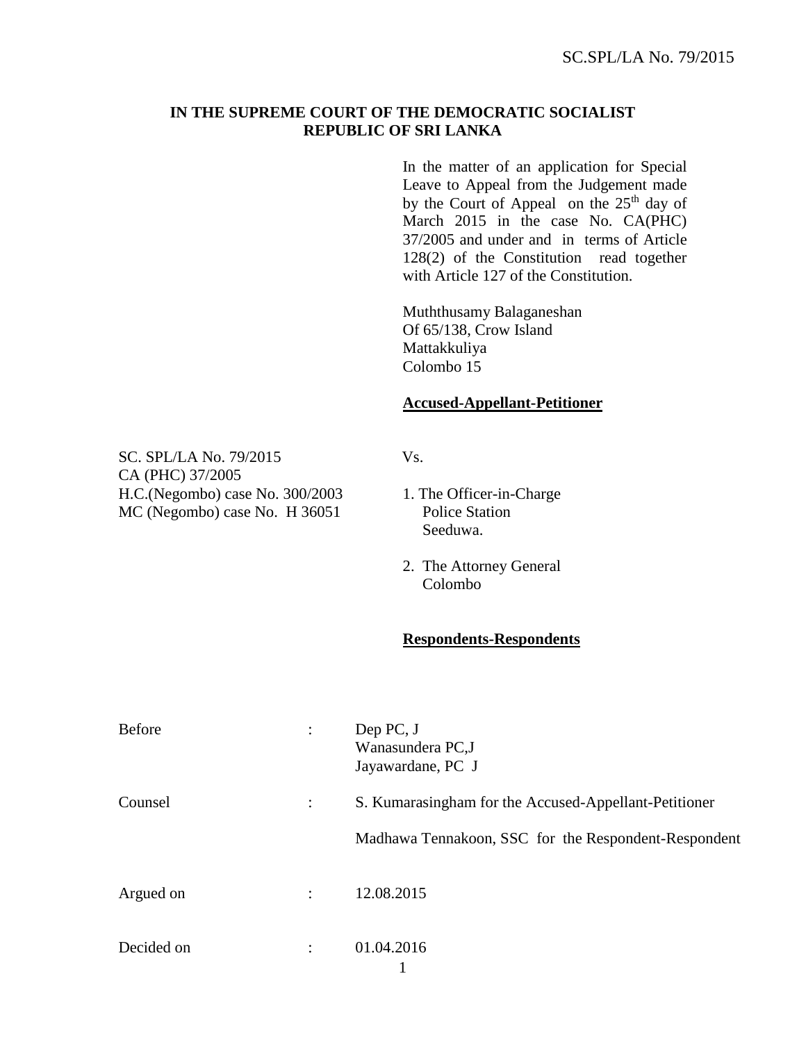# IN THE SUPREME COURT OF THE DEMOCRATIC SOCIALIST REPUBLIC OF SRI LANKA

In the matter of an application for Special Leave to Appeal from the Judgement made by the Court of Appeal on the 25th day of March 2015 in the case No. CA(PHC) 37/2005 and under and in terms of Article 128(2) of the Constitution read together with Article 127 of the Constitution.

Muththusamy Balaganeshan
Of 65/138, Crow Island
Mattakkuliya
Colombo 15

**Accused-Appellant-Petitioner**

SC. SPL/LA No. 79/2015
CA (PHC) 37/2005
H.C.(Negombo) case No. 300/2003
MC (Negombo) case No. H 36051

Vs.

1. The Officer-in-Charge
   Police Station
   Seeduwa.

2. The Attorney General
   Colombo

**Respondents-Respondents**

| | | |
|---|---|---|
| Before | : | Dep PC, J<br>Wanasundera PC,J<br>Jayawardane, PC J |
| Counsel | : | S. Kumarasingham for the Accused-Appellant-Petitioner<br><br>Madhawa Tennakoon, SSC for the Respondent-Respondent |
| Argued on | : | 12.08.2015 |
| Decided on | : | 01.04.2016 |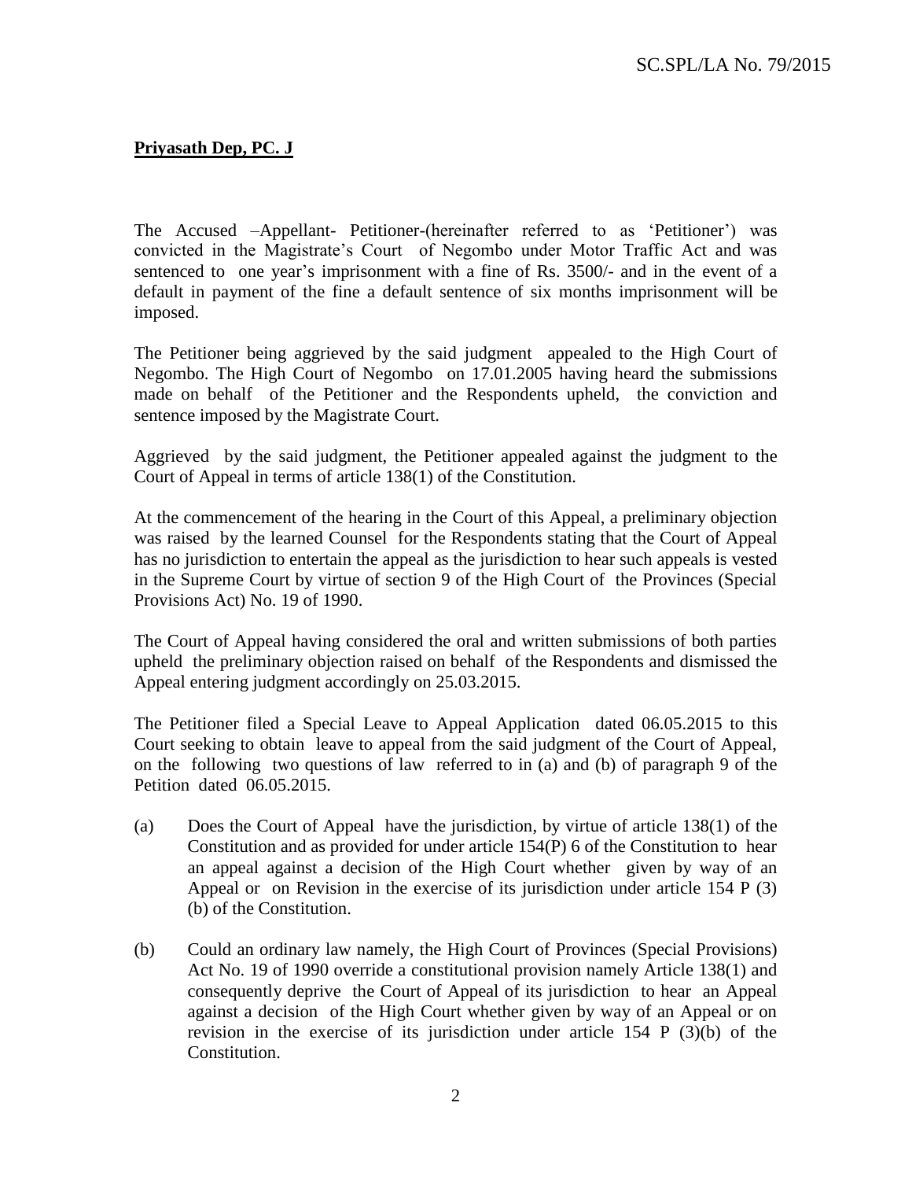**Priyasath Dep, PC. J**

The Accused –Appellant- Petitioner-(hereinafter referred to as 'Petitioner') was convicted in the Magistrate's Court of Negombo under Motor Traffic Act and was sentenced to one year's imprisonment with a fine of Rs. 3500/- and in the event of a default in payment of the fine a default sentence of six months imprisonment will be imposed.

The Petitioner being aggrieved by the said judgment appealed to the High Court of Negombo. The High Court of Negombo on 17.01.2005 having heard the submissions made on behalf of the Petitioner and the Respondents upheld, the conviction and sentence imposed by the Magistrate Court.

Aggrieved by the said judgment, the Petitioner appealed against the judgment to the Court of Appeal in terms of article 138(1) of the Constitution.

At the commencement of the hearing in the Court of this Appeal, a preliminary objection was raised by the learned Counsel for the Respondents stating that the Court of Appeal has no jurisdiction to entertain the appeal as the jurisdiction to hear such appeals is vested in the Supreme Court by virtue of section 9 of the High Court of the Provinces (Special Provisions Act) No. 19 of 1990.

The Court of Appeal having considered the oral and written submissions of both parties upheld the preliminary objection raised on behalf of the Respondents and dismissed the Appeal entering judgment accordingly on 25.03.2015.

The Petitioner filed a Special Leave to Appeal Application dated 06.05.2015 to this Court seeking to obtain leave to appeal from the said judgment of the Court of Appeal, on the following two questions of law referred to in (a) and (b) of paragraph 9 of the Petition dated 06.05.2015.

(a) Does the Court of Appeal have the jurisdiction, by virtue of article 138(1) of the Constitution and as provided for under article 154(P) 6 of the Constitution to hear an appeal against a decision of the High Court whether given by way of an Appeal or on Revision in the exercise of its jurisdiction under article 154 P (3) (b) of the Constitution.

(b) Could an ordinary law namely, the High Court of Provinces (Special Provisions) Act No. 19 of 1990 override a constitutional provision namely Article 138(1) and consequently deprive the Court of Appeal of its jurisdiction to hear an Appeal against a decision of the High Court whether given by way of an Appeal or on revision in the exercise of its jurisdiction under article 154 P (3)(b) of the Constitution.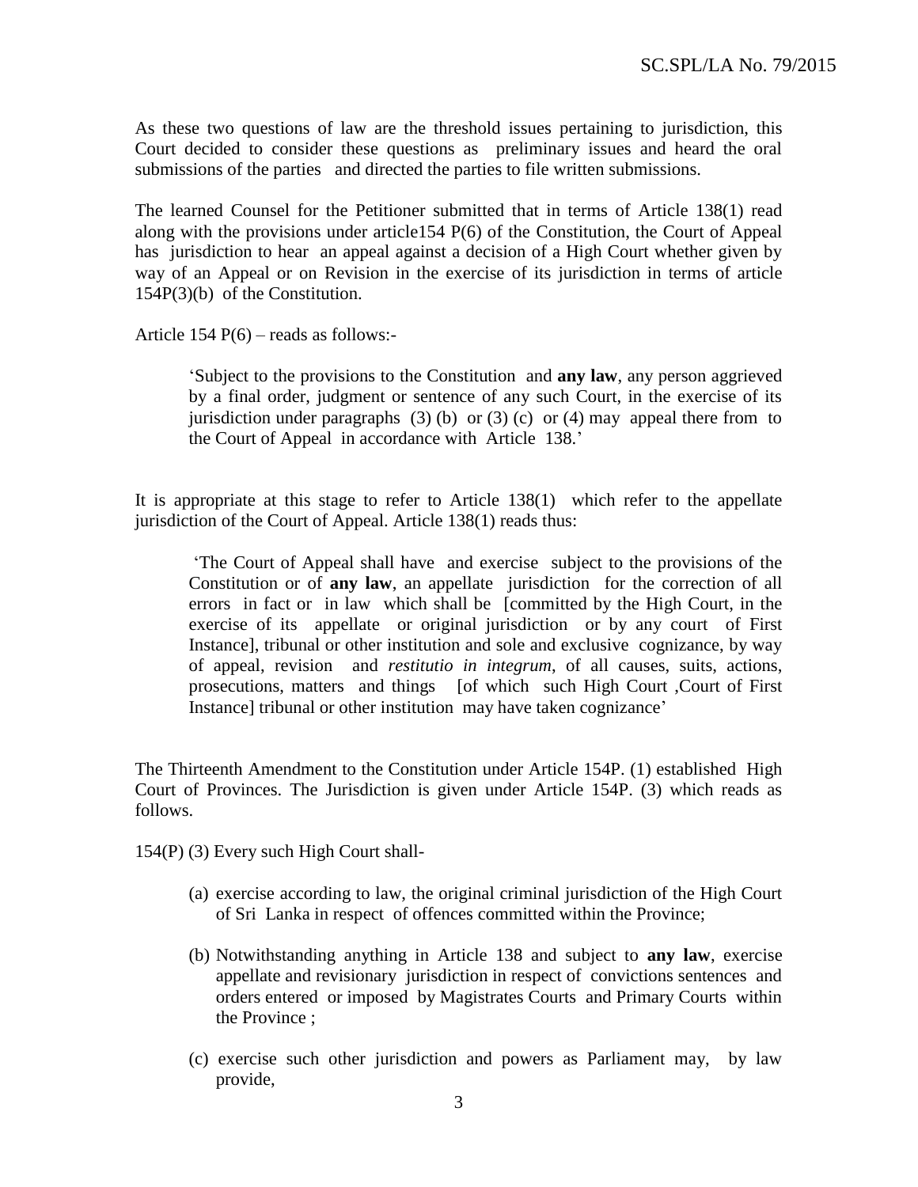As these two questions of law are the threshold issues pertaining to jurisdiction, this Court decided to consider these questions as preliminary issues and heard the oral submissions of the parties and directed the parties to file written submissions.

The learned Counsel for the Petitioner submitted that in terms of Article 138(1) read along with the provisions under article154 P(6) of the Constitution, the Court of Appeal has jurisdiction to hear an appeal against a decision of a High Court whether given by way of an Appeal or on Revision in the exercise of its jurisdiction in terms of article 154P(3)(b) of the Constitution.

Article 154 P(6) – reads as follows:-

> 'Subject to the provisions to the Constitution and **any law**, any person aggrieved by a final order, judgment or sentence of any such Court, in the exercise of its jurisdiction under paragraphs (3) (b) or (3) (c) or (4) may appeal there from to the Court of Appeal in accordance with Article 138.'

It is appropriate at this stage to refer to Article 138(1) which refer to the appellate jurisdiction of the Court of Appeal. Article 138(1) reads thus:

> 'The Court of Appeal shall have and exercise subject to the provisions of the Constitution or of **any law**, an appellate jurisdiction for the correction of all errors in fact or in law which shall be [committed by the High Court, in the exercise of its appellate or original jurisdiction or by any court of First Instance], tribunal or other institution and sole and exclusive cognizance, by way of appeal, revision and *restitutio in integrum*, of all causes, suits, actions, prosecutions, matters and things [of which such High Court ,Court of First Instance] tribunal or other institution may have taken cognizance'

The Thirteenth Amendment to the Constitution under Article 154P. (1) established High Court of Provinces. The Jurisdiction is given under Article 154P. (3) which reads as follows.

154(P) (3) Every such High Court shall-

(a) exercise according to law, the original criminal jurisdiction of the High Court of Sri Lanka in respect of offences committed within the Province;

(b) Notwithstanding anything in Article 138 and subject to **any law**, exercise appellate and revisionary jurisdiction in respect of convictions sentences and orders entered or imposed by Magistrates Courts and Primary Courts within the Province ;

(c) exercise such other jurisdiction and powers as Parliament may, by law provide,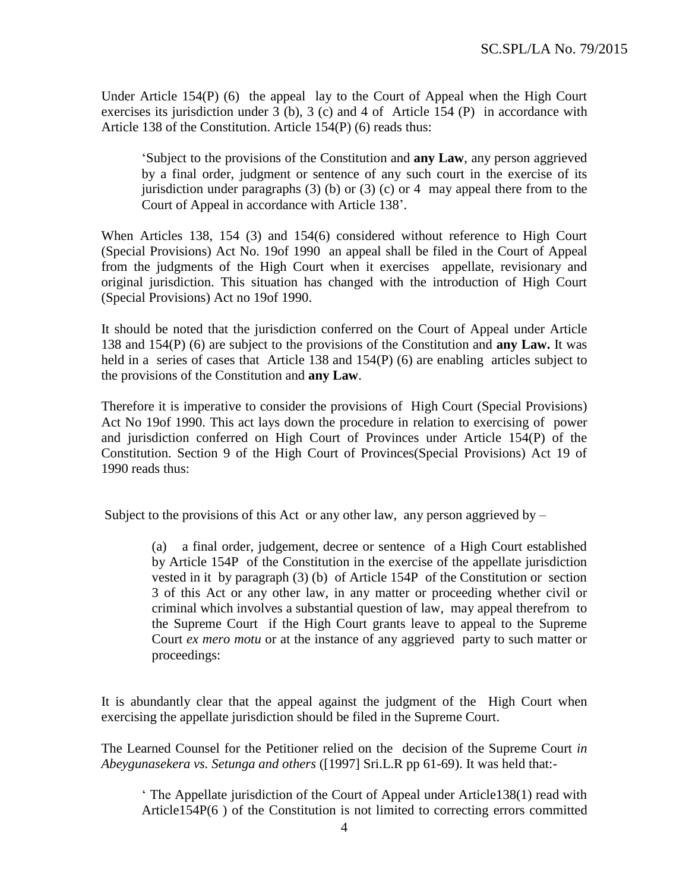Under Article 154(P) (6) the appeal lay to the Court of Appeal when the High Court exercises its jurisdiction under 3 (b), 3 (c) and 4 of Article 154 (P) in accordance with Article 138 of the Constitution. Article 154(P) (6) reads thus:

> 'Subject to the provisions of the Constitution and **any Law**, any person aggrieved by a final order, judgment or sentence of any such court in the exercise of its jurisdiction under paragraphs (3) (b) or (3) (c) or 4 may appeal there from to the Court of Appeal in accordance with Article 138'.

When Articles 138, 154 (3) and 154(6) considered without reference to High Court (Special Provisions) Act No. 19of 1990 an appeal shall be filed in the Court of Appeal from the judgments of the High Court when it exercises appellate, revisionary and original jurisdiction. This situation has changed with the introduction of High Court (Special Provisions) Act no 19of 1990.

It should be noted that the jurisdiction conferred on the Court of Appeal under Article 138 and 154(P) (6) are subject to the provisions of the Constitution and **any Law.** It was held in a series of cases that Article 138 and 154(P) (6) are enabling articles subject to the provisions of the Constitution and **any Law**.

Therefore it is imperative to consider the provisions of High Court (Special Provisions) Act No 19of 1990. This act lays down the procedure in relation to exercising of power and jurisdiction conferred on High Court of Provinces under Article 154(P) of the Constitution. Section 9 of the High Court of Provinces(Special Provisions) Act 19 of 1990 reads thus:

Subject to the provisions of this Act or any other law, any person aggrieved by –

> (a) a final order, judgement, decree or sentence of a High Court established by Article 154P of the Constitution in the exercise of the appellate jurisdiction vested in it by paragraph (3) (b) of Article 154P of the Constitution or section 3 of this Act or any other law, in any matter or proceeding whether civil or criminal which involves a substantial question of law, may appeal therefrom to the Supreme Court if the High Court grants leave to appeal to the Supreme Court *ex mero motu* or at the instance of any aggrieved party to such matter or proceedings:

It is abundantly clear that the appeal against the judgment of the High Court when exercising the appellate jurisdiction should be filed in the Supreme Court.

The Learned Counsel for the Petitioner relied on the decision of the Supreme Court *in Abeygunasekera vs. Setunga and others* ([1997] Sri.L.R pp 61-69). It was held that:-

> ' The Appellate jurisdiction of the Court of Appeal under Article138(1) read with Article154P(6 ) of the Constitution is not limited to correcting errors committed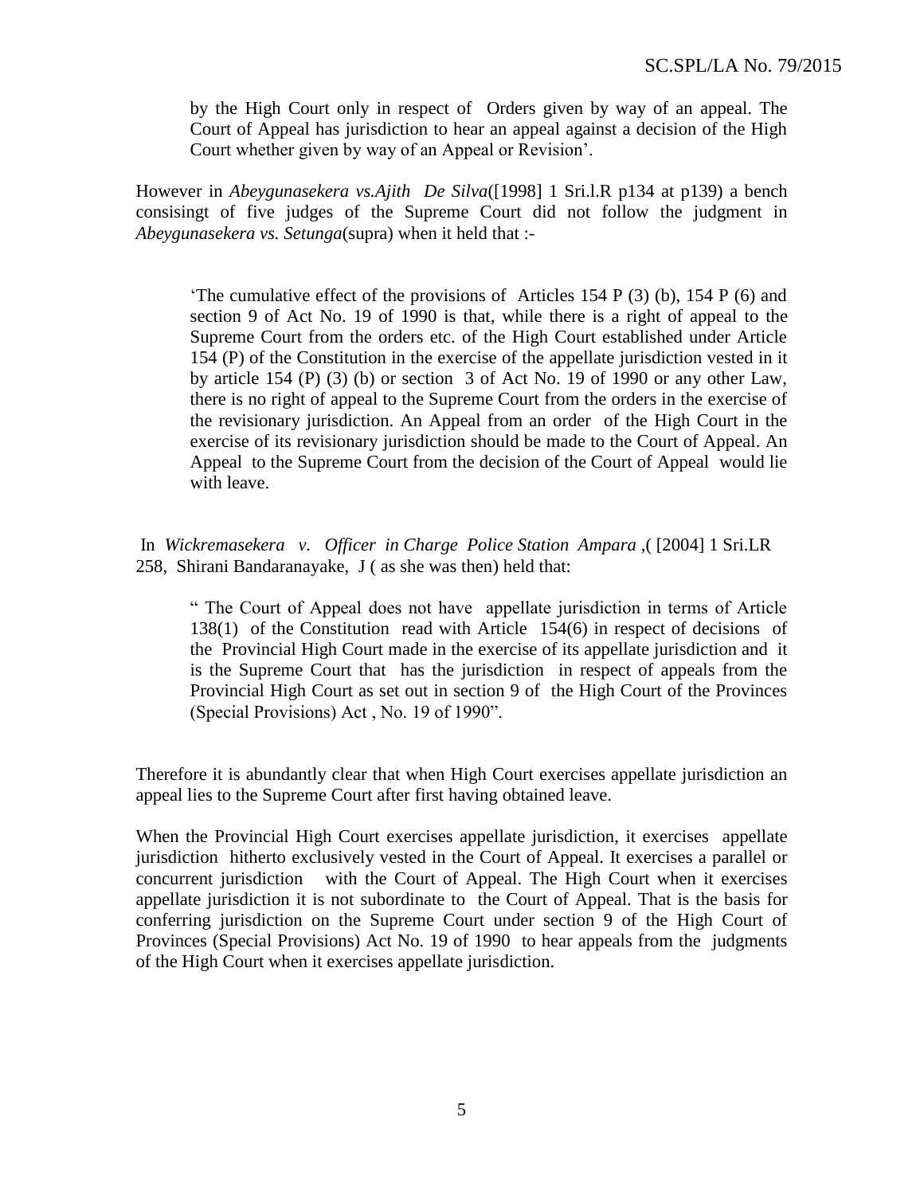> by the High Court only in respect of Orders given by way of an appeal. The Court of Appeal has jurisdiction to hear an appeal against a decision of the High Court whether given by way of an Appeal or Revision'.

However in *Abeygunasekera vs.Ajith De Silva*([1998] 1 Sri.l.R p134 at p139) a bench consisingt of five judges of the Supreme Court did not follow the judgment in *Abeygunasekera vs. Setunga*(supra) when it held that :-

> 'The cumulative effect of the provisions of Articles 154 P (3) (b), 154 P (6) and section 9 of Act No. 19 of 1990 is that, while there is a right of appeal to the Supreme Court from the orders etc. of the High Court established under Article 154 (P) of the Constitution in the exercise of the appellate jurisdiction vested in it by article 154 (P) (3) (b) or section 3 of Act No. 19 of 1990 or any other Law, there is no right of appeal to the Supreme Court from the orders in the exercise of the revisionary jurisdiction. An Appeal from an order of the High Court in the exercise of its revisionary jurisdiction should be made to the Court of Appeal. An Appeal to the Supreme Court from the decision of the Court of Appeal would lie with leave.

In *Wickremasekera v. Officer in Charge Police Station Ampara* ,( [2004] 1 Sri.LR 258, Shirani Bandaranayake, J ( as she was then) held that:

> " The Court of Appeal does not have appellate jurisdiction in terms of Article 138(1) of the Constitution read with Article 154(6) in respect of decisions of the Provincial High Court made in the exercise of its appellate jurisdiction and it is the Supreme Court that has the jurisdiction in respect of appeals from the Provincial High Court as set out in section 9 of the High Court of the Provinces (Special Provisions) Act , No. 19 of 1990".

Therefore it is abundantly clear that when High Court exercises appellate jurisdiction an appeal lies to the Supreme Court after first having obtained leave.

When the Provincial High Court exercises appellate jurisdiction, it exercises appellate jurisdiction hitherto exclusively vested in the Court of Appeal. It exercises a parallel or concurrent jurisdiction with the Court of Appeal. The High Court when it exercises appellate jurisdiction it is not subordinate to the Court of Appeal. That is the basis for conferring jurisdiction on the Supreme Court under section 9 of the High Court of Provinces (Special Provisions) Act No. 19 of 1990 to hear appeals from the judgments of the High Court when it exercises appellate jurisdiction.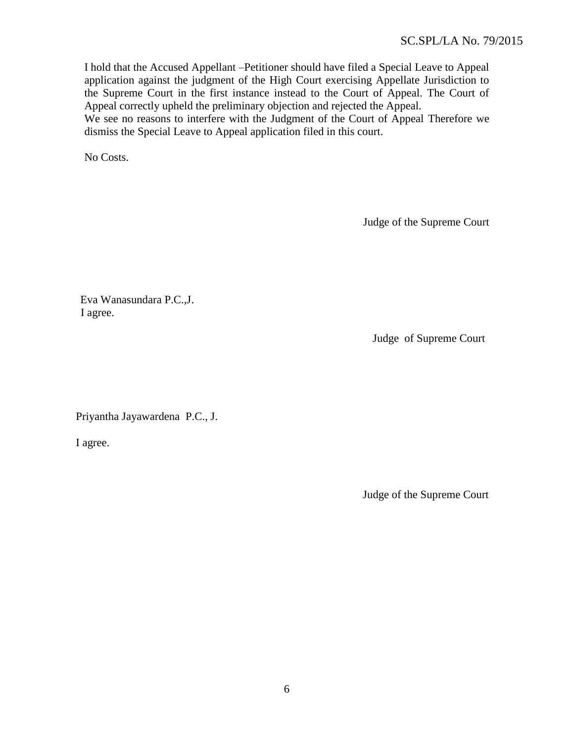I hold that the Accused Appellant –Petitioner should have filed a Special Leave to Appeal application against the judgment of the High Court exercising Appellate Jurisdiction to the Supreme Court in the first instance instead to the Court of Appeal. The Court of Appeal correctly upheld the preliminary objection and rejected the Appeal.
We see no reasons to interfere with the Judgment of the Court of Appeal Therefore we dismiss the Special Leave to Appeal application filed in this court.

No Costs.

Judge of the Supreme Court

Eva Wanasundara P.C.,J.
I agree.

Judge of Supreme Court

Priyantha Jayawardena P.C., J.

I agree.

Judge of the Supreme Court